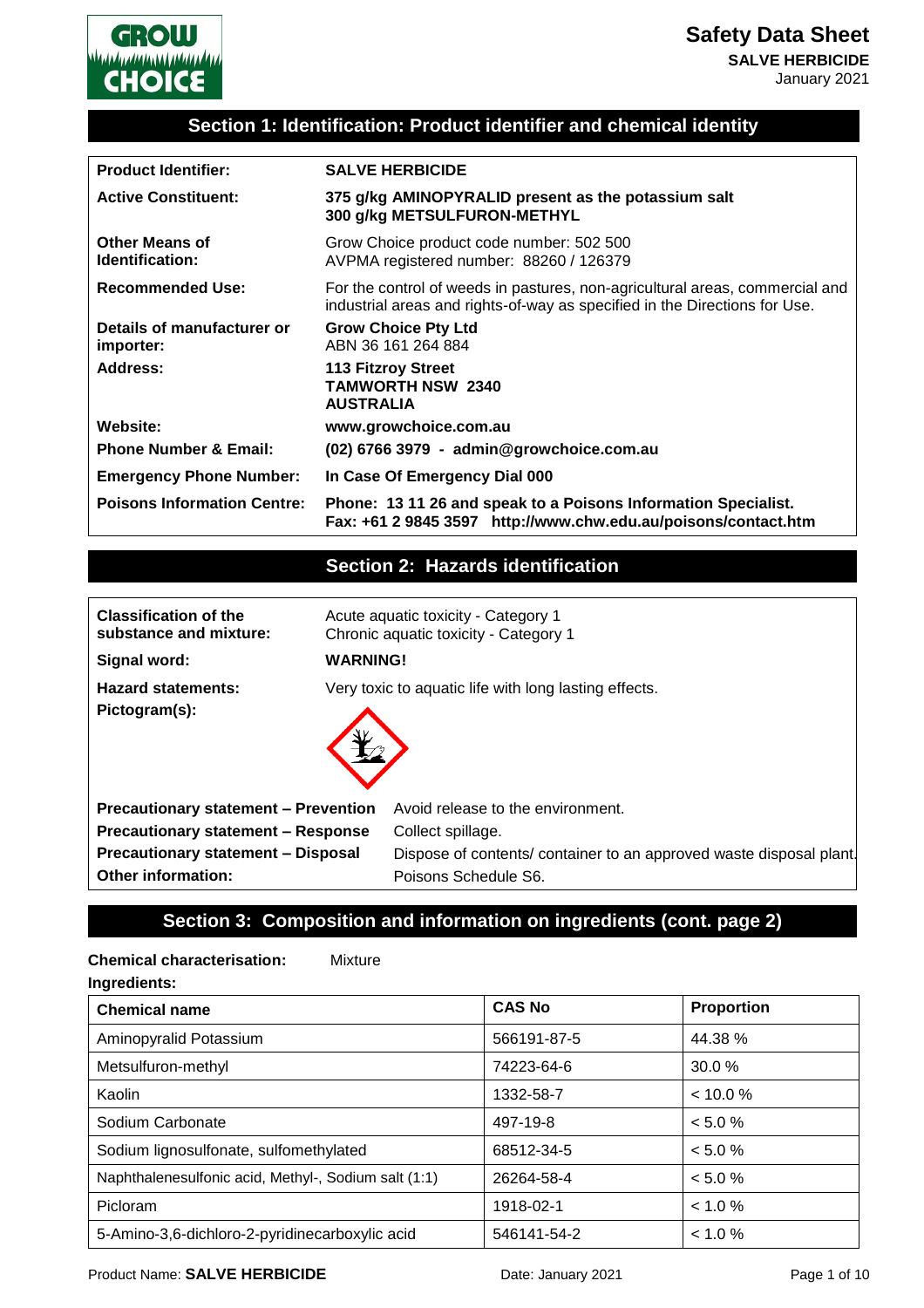# Safety Data Sheet

**SALVE HERBICIDE**

January 2021

## Section 1: Identification: Product identifier and chemical identity

| | |
|---|---|
| **Product Identifier:** | **SALVE HERBICIDE** |
| **Active Constituent:** | **375 g/kg AMINOPYRALID present as the potassium salt**<br>**300 g/kg METSULFURON-METHYL** |
| **Other Means of Identification:** | Grow Choice product code number: 502 500<br>AVPMA registered number: 88260 / 126379 |
| **Recommended Use:** | For the control of weeds in pastures, non-agricultural areas, commercial and industrial areas and rights-of-way as specified in the Directions for Use. |
| **Details of manufacturer or importer:** | **Grow Choice Pty Ltd**<br>ABN 36 161 264 884 |
| **Address:** | **113 Fitzroy Street**<br>**TAMWORTH NSW 2340**<br>**AUSTRALIA** |
| **Website:** | **www.growchoice.com.au** |
| **Phone Number & Email:** | **(02) 6766 3979 - admin@growchoice.com.au** |
| **Emergency Phone Number:** | **In Case Of Emergency Dial 000** |
| **Poisons Information Centre:** | **Phone: 13 11 26 and speak to a Poisons Information Specialist.**<br>**Fax: +61 2 9845 3597 http://www.chw.edu.au/poisons/contact.htm** |

## Section 2: Hazards identification

| | |
|---|---|
| **Classification of the substance and mixture:** | Acute aquatic toxicity - Category 1<br>Chronic aquatic toxicity - Category 1 |
| **Signal word:** | **WARNING!** |
| **Hazard statements:** | Very toxic to aquatic life with long lasting effects. |
| **Pictogram(s):** | |
| **Precautionary statement – Prevention** | Avoid release to the environment. |
| **Precautionary statement – Response** | Collect spillage. |
| **Precautionary statement – Disposal** | Dispose of contents/ container to an approved waste disposal plant. |
| **Other information:** | Poisons Schedule S6. |

## Section 3: Composition and information on ingredients (cont. page 2)

**Chemical characterisation:** Mixture

**Ingredients:**

| Chemical name | CAS No | Proportion |
|---|---|---|
| Aminopyralid Potassium | 566191-87-5 | 44.38 % |
| Metsulfuron-methyl | 74223-64-6 | 30.0 % |
| Kaolin | 1332-58-7 | < 10.0 % |
| Sodium Carbonate | 497-19-8 | < 5.0 % |
| Sodium lignosulfonate, sulfomethylated | 68512-34-5 | < 5.0 % |
| Naphthalenesulfonic acid, Methyl-, Sodium salt (1:1) | 26264-58-4 | < 5.0 % |
| Picloram | 1918-02-1 | < 1.0 % |
| 5-Amino-3,6-dichloro-2-pyridinecarboxylic acid | 546141-54-2 | < 1.0 % |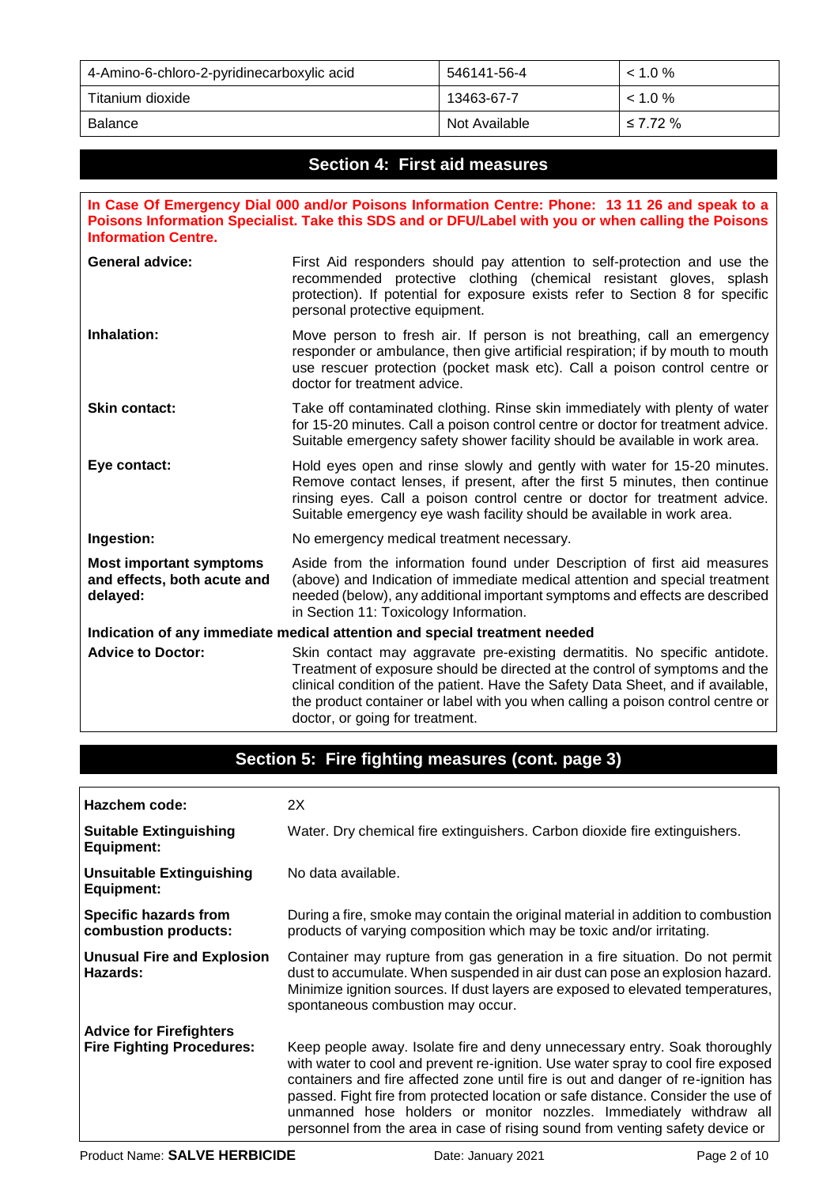| 4-Amino-6-chloro-2-pyridinecarboxylic acid | 546141-56-4 | < 1.0 % |
|---|---|---|
| Titanium dioxide | 13463-67-7 | < 1.0 % |
| Balance | Not Available | ≤ 7.72 % |

## Section 4: First aid measures

**In Case Of Emergency Dial 000 and/or Poisons Information Centre: Phone: 13 11 26 and speak to a Poisons Information Specialist. Take this SDS and or DFU/Label with you or when calling the Poisons Information Centre.**

**General advice:** First Aid responders should pay attention to self-protection and use the recommended protective clothing (chemical resistant gloves, splash protection). If potential for exposure exists refer to Section 8 for specific personal protective equipment.

**Inhalation:** Move person to fresh air. If person is not breathing, call an emergency responder or ambulance, then give artificial respiration; if by mouth to mouth use rescuer protection (pocket mask etc). Call a poison control centre or doctor for treatment advice.

**Skin contact:** Take off contaminated clothing. Rinse skin immediately with plenty of water for 15-20 minutes. Call a poison control centre or doctor for treatment advice. Suitable emergency safety shower facility should be available in work area.

**Eye contact:** Hold eyes open and rinse slowly and gently with water for 15-20 minutes. Remove contact lenses, if present, after the first 5 minutes, then continue rinsing eyes. Call a poison control centre or doctor for treatment advice. Suitable emergency eye wash facility should be available in work area.

**Ingestion:** No emergency medical treatment necessary.

**Most important symptoms and effects, both acute and delayed:** Aside from the information found under Description of first aid measures (above) and Indication of immediate medical attention and special treatment needed (below), any additional important symptoms and effects are described in Section 11: Toxicology Information.

**Indication of any immediate medical attention and special treatment needed**

**Advice to Doctor:** Skin contact may aggravate pre-existing dermatitis. No specific antidote. Treatment of exposure should be directed at the control of symptoms and the clinical condition of the patient. Have the Safety Data Sheet, and if available, the product container or label with you when calling a poison control centre or doctor, or going for treatment.

## Section 5: Fire fighting measures (cont. page 3)

**Hazchem code:** 2X

**Suitable Extinguishing Equipment:** Water. Dry chemical fire extinguishers. Carbon dioxide fire extinguishers.

**Unsuitable Extinguishing Equipment:** No data available.

**Specific hazards from combustion products:** During a fire, smoke may contain the original material in addition to combustion products of varying composition which may be toxic and/or irritating.

**Unusual Fire and Explosion Hazards:** Container may rupture from gas generation in a fire situation. Do not permit dust to accumulate. When suspended in air dust can pose an explosion hazard. Minimize ignition sources. If dust layers are exposed to elevated temperatures, spontaneous combustion may occur.

**Advice for Firefighters**
**Fire Fighting Procedures:** Keep people away. Isolate fire and deny unnecessary entry. Soak thoroughly with water to cool and prevent re-ignition. Use water spray to cool fire exposed containers and fire affected zone until fire is out and danger of re-ignition has passed. Fight fire from protected location or safe distance. Consider the use of unmanned hose holders or monitor nozzles. Immediately withdraw all personnel from the area in case of rising sound from venting safety device or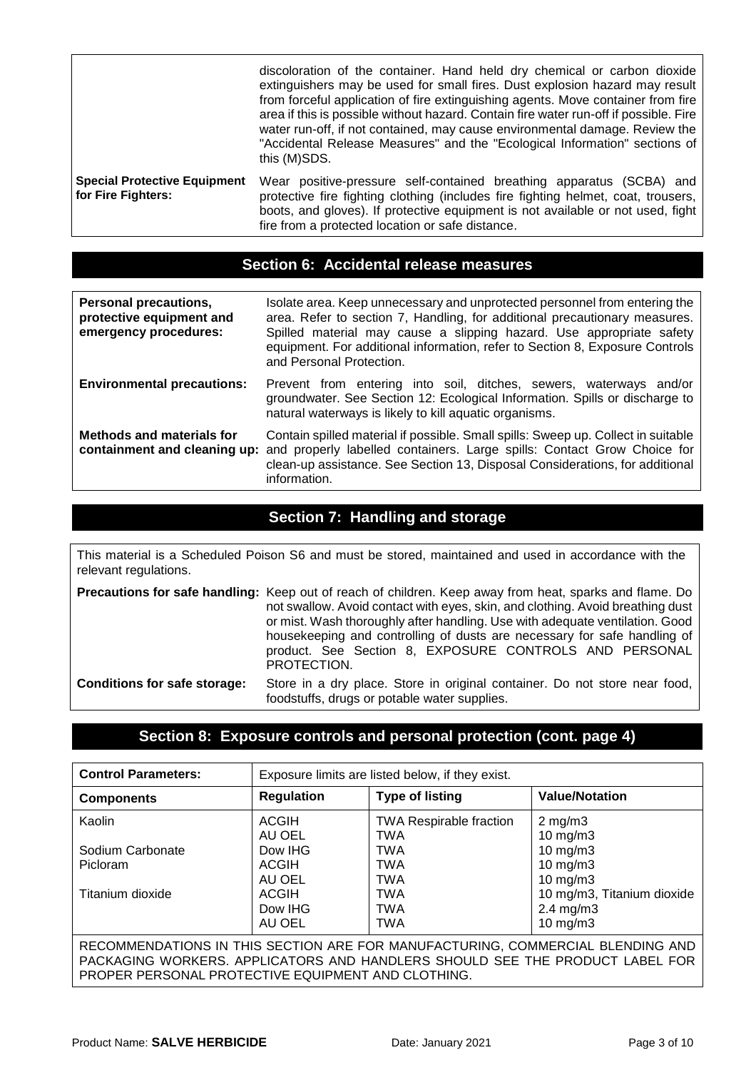| | |
|---|---|
| | discoloration of the container. Hand held dry chemical or carbon dioxide extinguishers may be used for small fires. Dust explosion hazard may result from forceful application of fire extinguishing agents. Move container from fire area if this is possible without hazard. Contain fire water run-off if possible. Fire water run-off, if not contained, may cause environmental damage. Review the "Accidental Release Measures" and the "Ecological Information" sections of this (M)SDS. |
| **Special Protective Equipment for Fire Fighters:** | Wear positive-pressure self-contained breathing apparatus (SCBA) and protective fire fighting clothing (includes fire fighting helmet, coat, trousers, boots, and gloves). If protective equipment is not available or not used, fight fire from a protected location or safe distance. |

## Section 6: Accidental release measures

| | |
|---|---|
| **Personal precautions, protective equipment and emergency procedures:** | Isolate area. Keep unnecessary and unprotected personnel from entering the area. Refer to section 7, Handling, for additional precautionary measures. Spilled material may cause a slipping hazard. Use appropriate safety equipment. For additional information, refer to Section 8, Exposure Controls and Personal Protection. |
| **Environmental precautions:** | Prevent from entering into soil, ditches, sewers, waterways and/or groundwater. See Section 12: Ecological Information. Spills or discharge to natural waterways is likely to kill aquatic organisms. |
| **Methods and materials for containment and cleaning up:** | Contain spilled material if possible. Small spills: Sweep up. Collect in suitable and properly labelled containers. Large spills: Contact Grow Choice for clean-up assistance. See Section 13, Disposal Considerations, for additional information. |

## Section 7: Handling and storage

This material is a Scheduled Poison S6 and must be stored, maintained and used in accordance with the relevant regulations.

| | |
|---|---|
| **Precautions for safe handling:** | Keep out of reach of children. Keep away from heat, sparks and flame. Do not swallow. Avoid contact with eyes, skin, and clothing. Avoid breathing dust or mist. Wash thoroughly after handling. Use with adequate ventilation. Good housekeeping and controlling of dusts are necessary for safe handling of product. See Section 8, EXPOSURE CONTROLS AND PERSONAL PROTECTION. |
| **Conditions for safe storage:** | Store in a dry place. Store in original container. Do not store near food, foodstuffs, drugs or potable water supplies. |

## Section 8: Exposure controls and personal protection (cont. page 4)

| **Control Parameters:** | Exposure limits are listed below, if they exist. | | |
|---|---|---|---|
| **Components** | **Regulation** | **Type of listing** | **Value/Notation** |
| Kaolin | ACGIH | TWA Respirable fraction | 2 mg/m3 |
| | AU OEL | TWA | 10 mg/m3 |
| Sodium Carbonate | Dow IHG | TWA | 10 mg/m3 |
| Picloram | ACGIH | TWA | 10 mg/m3 |
| | AU OEL | TWA | 10 mg/m3 |
| Titanium dioxide | ACGIH | TWA | 10 mg/m3, Titanium dioxide |
| | Dow IHG | TWA | 2.4 mg/m3 |
| | AU OEL | TWA | 10 mg/m3 |

RECOMMENDATIONS IN THIS SECTION ARE FOR MANUFACTURING, COMMERCIAL BLENDING AND PACKAGING WORKERS. APPLICATORS AND HANDLERS SHOULD SEE THE PRODUCT LABEL FOR PROPER PERSONAL PROTECTIVE EQUIPMENT AND CLOTHING.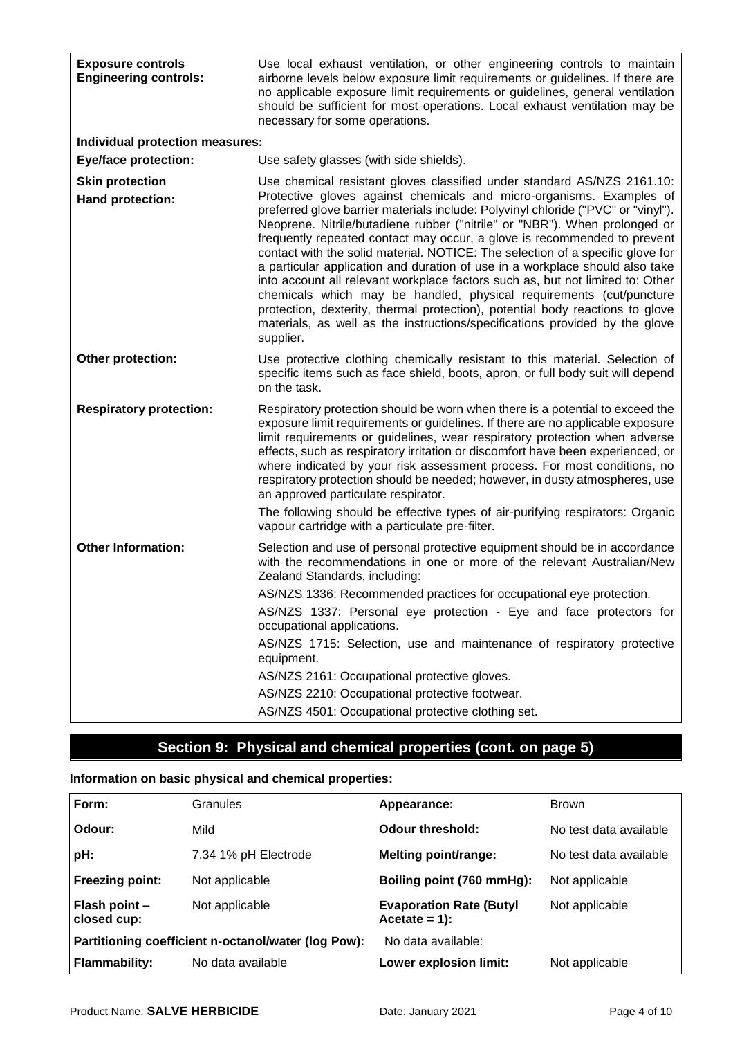| | |
|---|---|
| **Exposure controls**<br>**Engineering controls:** | Use local exhaust ventilation, or other engineering controls to maintain airborne levels below exposure limit requirements or guidelines. If there are no applicable exposure limit requirements or guidelines, general ventilation should be sufficient for most operations. Local exhaust ventilation may be necessary for some operations. |
| **Individual protection measures:** | |
| **Eye/face protection:** | Use safety glasses (with side shields). |
| **Skin protection**<br>**Hand protection:** | Use chemical resistant gloves classified under standard AS/NZS 2161.10: Protective gloves against chemicals and micro-organisms. Examples of preferred glove barrier materials include: Polyvinyl chloride ("PVC" or "vinyl"). Neoprene. Nitrile/butadiene rubber ("nitrile" or "NBR"). When prolonged or frequently repeated contact may occur, a glove is recommended to prevent contact with the solid material. NOTICE: The selection of a specific glove for a particular application and duration of use in a workplace should also take into account all relevant workplace factors such as, but not limited to: Other chemicals which may be handled, physical requirements (cut/puncture protection, dexterity, thermal protection), potential body reactions to glove materials, as well as the instructions/specifications provided by the glove supplier. |
| **Other protection:** | Use protective clothing chemically resistant to this material. Selection of specific items such as face shield, boots, apron, or full body suit will depend on the task. |
| **Respiratory protection:** | Respiratory protection should be worn when there is a potential to exceed the exposure limit requirements or guidelines. If there are no applicable exposure limit requirements or guidelines, wear respiratory protection when adverse effects, such as respiratory irritation or discomfort have been experienced, or where indicated by your risk assessment process. For most conditions, no respiratory protection should be needed; however, in dusty atmospheres, use an approved particulate respirator.<br>The following should be effective types of air-purifying respirators: Organic vapour cartridge with a particulate pre-filter. |
| **Other Information:** | Selection and use of personal protective equipment should be in accordance with the recommendations in one or more of the relevant Australian/New Zealand Standards, including:<br>AS/NZS 1336: Recommended practices for occupational eye protection.<br>AS/NZS 1337: Personal eye protection - Eye and face protectors for occupational applications.<br>AS/NZS 1715: Selection, use and maintenance of respiratory protective equipment.<br>AS/NZS 2161: Occupational protective gloves.<br>AS/NZS 2210: Occupational protective footwear.<br>AS/NZS 4501: Occupational protective clothing set. |

## Section 9: Physical and chemical properties (cont. on page 5)

**Information on basic physical and chemical properties:**

| | | | |
|---|---|---|---|
| **Form:** | Granules | **Appearance:** | Brown |
| **Odour:** | Mild | **Odour threshold:** | No test data available |
| **pH:** | 7.34 1% pH Electrode | **Melting point/range:** | No test data available |
| **Freezing point:** | Not applicable | **Boiling point (760 mmHg):** | Not applicable |
| **Flash point – closed cup:** | Not applicable | **Evaporation Rate (Butyl Acetate = 1):** | Not applicable |
| **Partitioning coefficient n-octanol/water (log Pow):** | | No data available: | |
| **Flammability:** | No data available | **Lower explosion limit:** | Not applicable |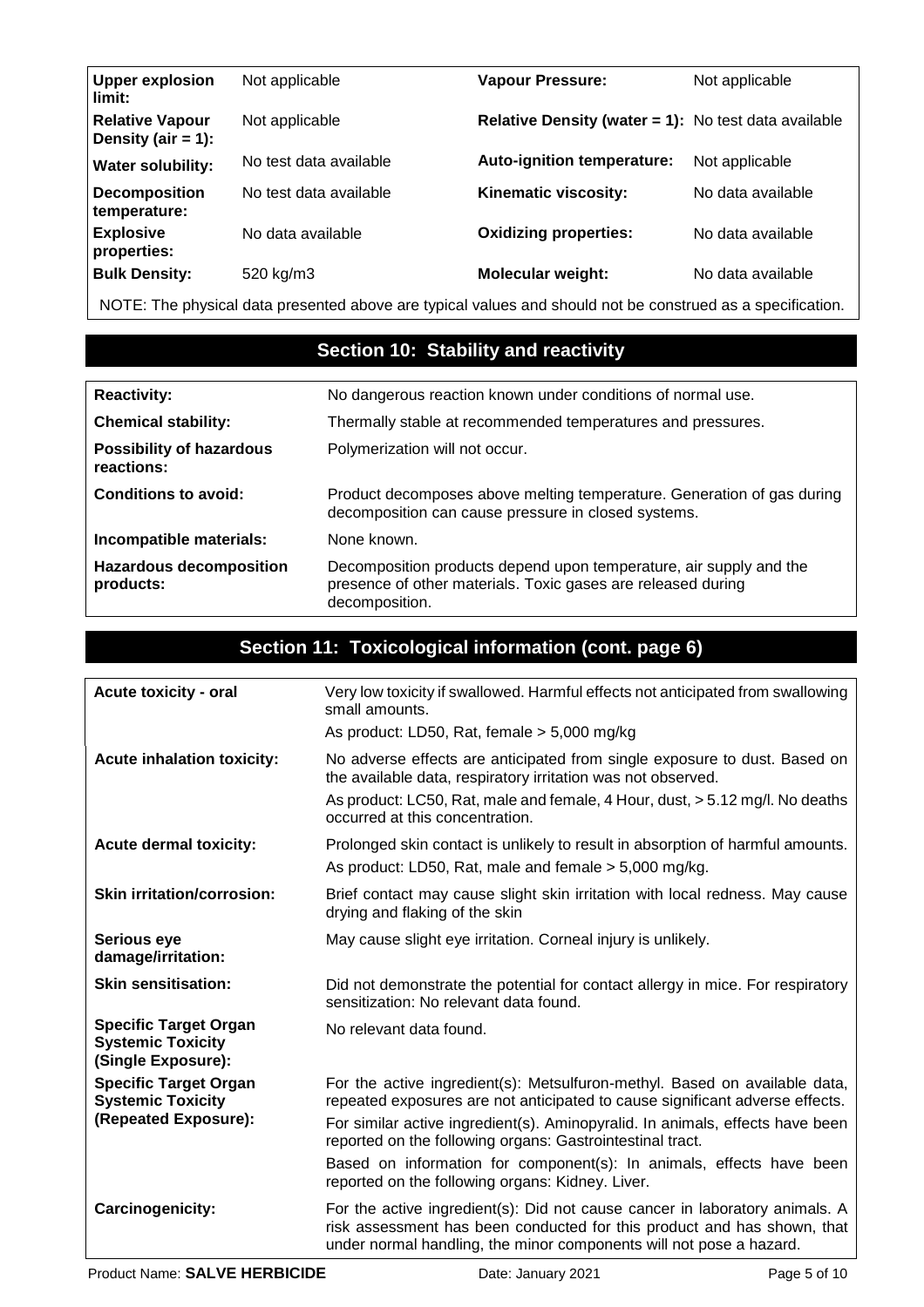| | | | |
|---|---|---|---|
| **Upper explosion limit:** | Not applicable | **Vapour Pressure:** | Not applicable |
| **Relative Vapour Density (air = 1):** | Not applicable | **Relative Density (water = 1):** | No test data available |
| **Water solubility:** | No test data available | **Auto-ignition temperature:** | Not applicable |
| **Decomposition temperature:** | No test data available | **Kinematic viscosity:** | No data available |
| **Explosive properties:** | No data available | **Oxidizing properties:** | No data available |
| **Bulk Density:** | 520 kg/m3 | **Molecular weight:** | No data available |

NOTE: The physical data presented above are typical values and should not be construed as a specification.

## Section 10: Stability and reactivity

| | |
|---|---|
| **Reactivity:** | No dangerous reaction known under conditions of normal use. |
| **Chemical stability:** | Thermally stable at recommended temperatures and pressures. |
| **Possibility of hazardous reactions:** | Polymerization will not occur. |
| **Conditions to avoid:** | Product decomposes above melting temperature. Generation of gas during decomposition can cause pressure in closed systems. |
| **Incompatible materials:** | None known. |
| **Hazardous decomposition products:** | Decomposition products depend upon temperature, air supply and the presence of other materials. Toxic gases are released during decomposition. |

## Section 11: Toxicological information (cont. page 6)

| | |
|---|---|
| **Acute toxicity - oral** | Very low toxicity if swallowed. Harmful effects not anticipated from swallowing small amounts.<br>As product: LD50, Rat, female > 5,000 mg/kg |
| **Acute inhalation toxicity:** | No adverse effects are anticipated from single exposure to dust. Based on the available data, respiratory irritation was not observed.<br>As product: LC50, Rat, male and female, 4 Hour, dust, > 5.12 mg/l. No deaths occurred at this concentration. |
| **Acute dermal toxicity:** | Prolonged skin contact is unlikely to result in absorption of harmful amounts.<br>As product: LD50, Rat, male and female > 5,000 mg/kg. |
| **Skin irritation/corrosion:** | Brief contact may cause slight skin irritation with local redness. May cause drying and flaking of the skin |
| **Serious eye damage/irritation:** | May cause slight eye irritation. Corneal injury is unlikely. |
| **Skin sensitisation:** | Did not demonstrate the potential for contact allergy in mice. For respiratory sensitization: No relevant data found. |
| **Specific Target Organ Systemic Toxicity (Single Exposure):** | No relevant data found. |
| **Specific Target Organ Systemic Toxicity (Repeated Exposure):** | For the active ingredient(s): Metsulfuron-methyl. Based on available data, repeated exposures are not anticipated to cause significant adverse effects.<br>For similar active ingredient(s). Aminopyralid. In animals, effects have been reported on the following organs: Gastrointestinal tract.<br>Based on information for component(s): In animals, effects have been reported on the following organs: Kidney. Liver. |
| **Carcinogenicity:** | For the active ingredient(s): Did not cause cancer in laboratory animals. A risk assessment has been conducted for this product and has shown, that under normal handling, the minor components will not pose a hazard. |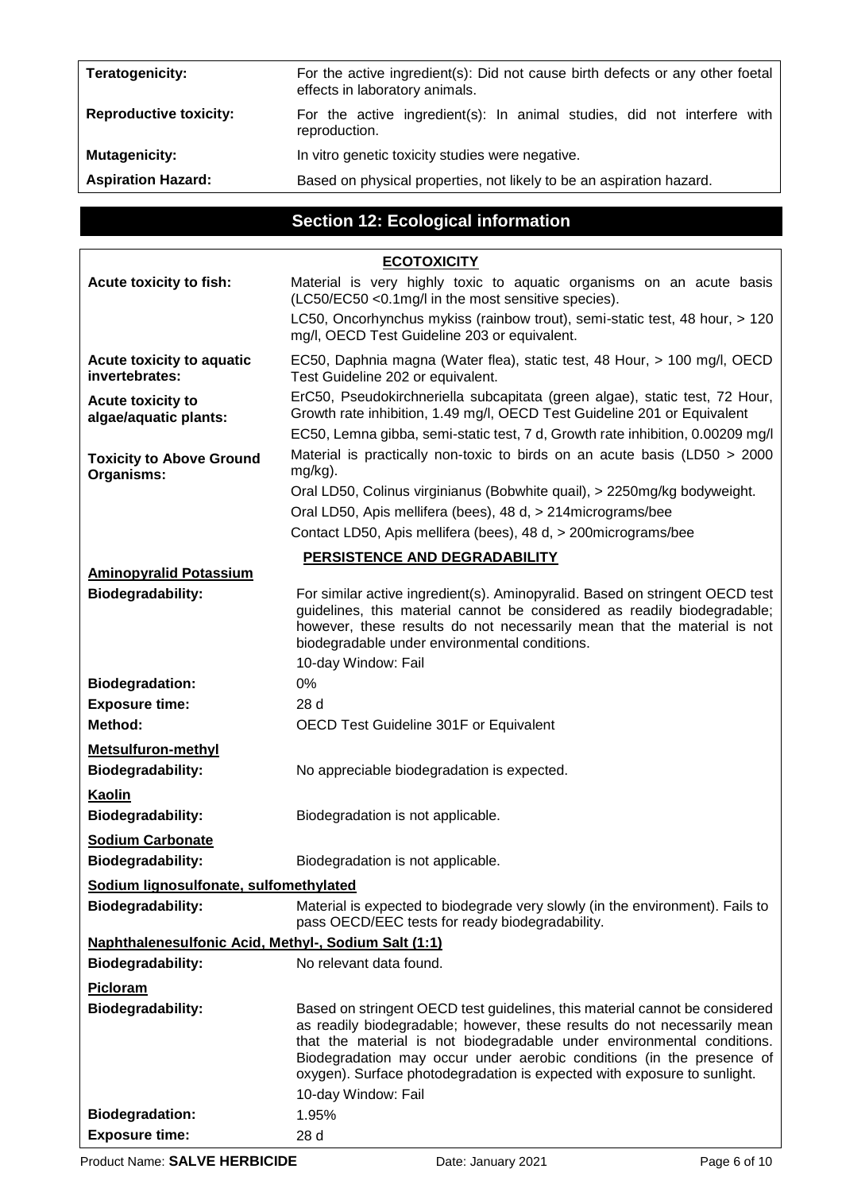| | |
|---|---|
| **Teratogenicity:** | For the active ingredient(s): Did not cause birth defects or any other foetal effects in laboratory animals. |
| **Reproductive toxicity:** | For the active ingredient(s): In animal studies, did not interfere with reproduction. |
| **Mutagenicity:** | In vitro genetic toxicity studies were negative. |
| **Aspiration Hazard:** | Based on physical properties, not likely to be an aspiration hazard. |

## Section 12: Ecological information

**ECOTOXICITY**

| | |
|---|---|
| **Acute toxicity to fish:** | Material is very highly toxic to aquatic organisms on an acute basis (LC50/EC50 <0.1mg/l in the most sensitive species).<br>LC50, Oncorhynchus mykiss (rainbow trout), semi-static test, 48 hour, > 120 mg/l, OECD Test Guideline 203 or equivalent. |
| **Acute toxicity to aquatic invertebrates:** | EC50, Daphnia magna (Water flea), static test, 48 Hour, > 100 mg/l, OECD Test Guideline 202 or equivalent. |
| **Acute toxicity to algae/aquatic plants:** | ErC50, Pseudokirchneriella subcapitata (green algae), static test, 72 Hour, Growth rate inhibition, 1.49 mg/l, OECD Test Guideline 201 or Equivalent<br>EC50, Lemna gibba, semi-static test, 7 d, Growth rate inhibition, 0.00209 mg/l |
| **Toxicity to Above Ground Organisms:** | Material is practically non-toxic to birds on an acute basis (LD50 > 2000 mg/kg).<br>Oral LD50, Colinus virginianus (Bobwhite quail), > 2250mg/kg bodyweight.<br>Oral LD50, Apis mellifera (bees), 48 d, > 214micrograms/bee<br>Contact LD50, Apis mellifera (bees), 48 d, > 200micrograms/bee |

**PERSISTENCE AND DEGRADABILITY**

**Aminopyralid Potassium**

| | |
|---|---|
| **Biodegradability:** | For similar active ingredient(s). Aminopyralid. Based on stringent OECD test guidelines, this material cannot be considered as readily biodegradable; however, these results do not necessarily mean that the material is not biodegradable under environmental conditions.<br>10-day Window: Fail |
| **Biodegradation:** | 0% |
| **Exposure time:** | 28 d |
| **Method:** | OECD Test Guideline 301F or Equivalent |

**Metsulfuron-methyl**

| | |
|---|---|
| **Biodegradability:** | No appreciable biodegradation is expected. |

**Kaolin**

| | |
|---|---|
| **Biodegradability:** | Biodegradation is not applicable. |

**Sodium Carbonate**

| | |
|---|---|
| **Biodegradability:** | Biodegradation is not applicable. |

**Sodium lignosulfonate, sulfomethylated**

| | |
|---|---|
| **Biodegradability:** | Material is expected to biodegrade very slowly (in the environment). Fails to pass OECD/EEC tests for ready biodegradability. |

**Naphthalenesulfonic Acid, Methyl-, Sodium Salt (1:1)**

| | |
|---|---|
| **Biodegradability:** | No relevant data found. |

**Picloram**

| | |
|---|---|
| **Biodegradability:** | Based on stringent OECD test guidelines, this material cannot be considered as readily biodegradable; however, these results do not necessarily mean that the material is not biodegradable under environmental conditions. Biodegradation may occur under aerobic conditions (in the presence of oxygen). Surface photodegradation is expected with exposure to sunlight.<br>10-day Window: Fail |
| **Biodegradation:** | 1.95% |
| **Exposure time:** | 28 d |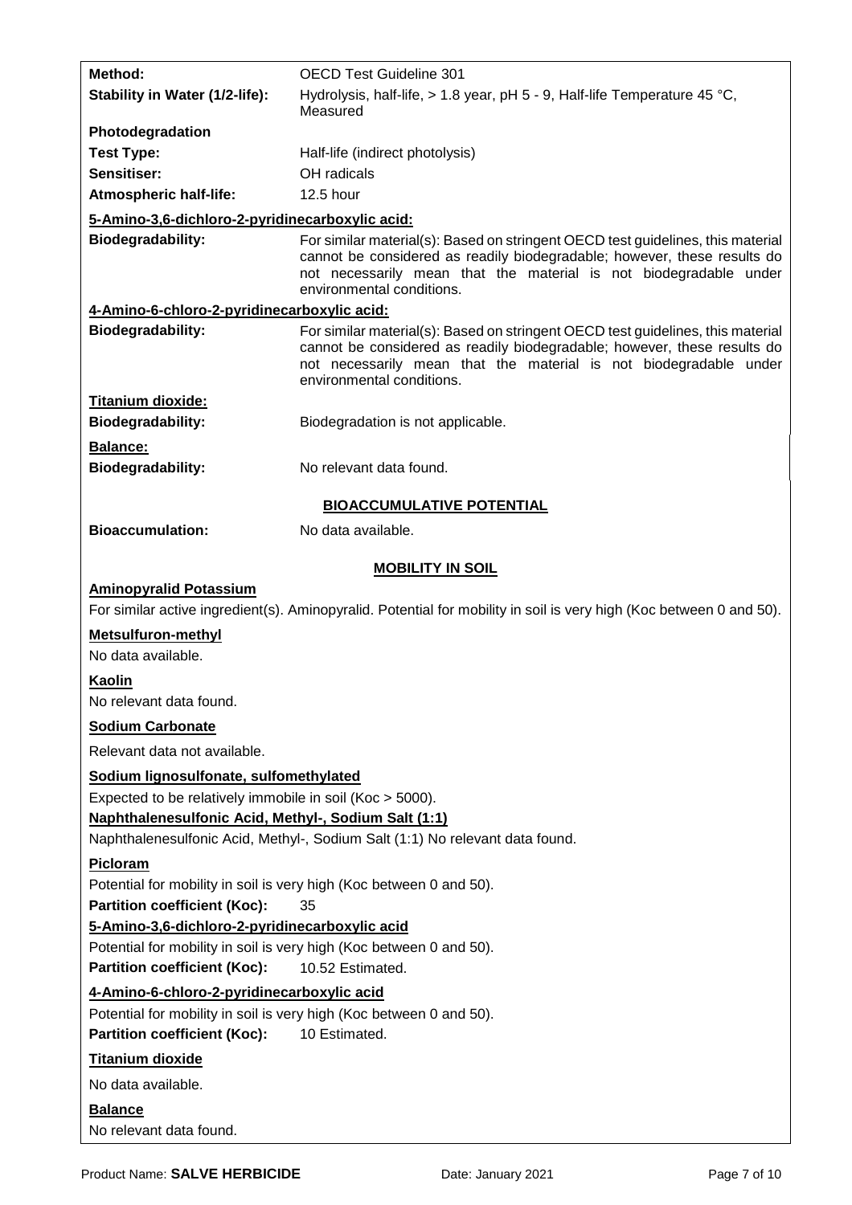| | |
|---|---|
| **Method:** | OECD Test Guideline 301 |
| **Stability in Water (1/2-life):** | Hydrolysis, half-life, > 1.8 year, pH 5 - 9, Half-life Temperature 45 °C, Measured |
| **Photodegradation** | |
| **Test Type:** | Half-life (indirect photolysis) |
| **Sensitiser:** | OH radicals |
| **Atmospheric half-life:** | 12.5 hour |

**5-Amino-3,6-dichloro-2-pyridinecarboxylic acid:**

| | |
|---|---|
| **Biodegradability:** | For similar material(s): Based on stringent OECD test guidelines, this material cannot be considered as readily biodegradable; however, these results do not necessarily mean that the material is not biodegradable under environmental conditions. |

**4-Amino-6-chloro-2-pyridinecarboxylic acid:**

| | |
|---|---|
| **Biodegradability:** | For similar material(s): Based on stringent OECD test guidelines, this material cannot be considered as readily biodegradable; however, these results do not necessarily mean that the material is not biodegradable under environmental conditions. |

**Titanium dioxide:**

| | |
|---|---|
| **Biodegradability:** | Biodegradation is not applicable. |

**Balance:**

| | |
|---|---|
| **Biodegradability:** | No relevant data found. |

## BIOACCUMULATIVE POTENTIAL

| | |
|---|---|
| **Bioaccumulation:** | No data available. |

## MOBILITY IN SOIL

**Aminopyralid Potassium**

For similar active ingredient(s). Aminopyralid. Potential for mobility in soil is very high (Koc between 0 and 50).

**Metsulfuron-methyl**

No data available.

**Kaolin**

No relevant data found.

**Sodium Carbonate**

Relevant data not available.

**Sodium lignosulfonate, sulfomethylated**

Expected to be relatively immobile in soil (Koc > 5000).

**Naphthalenesulfonic Acid, Methyl-, Sodium Salt (1:1)**

Naphthalenesulfonic Acid, Methyl-, Sodium Salt (1:1) No relevant data found.

**Picloram**

Potential for mobility in soil is very high (Koc between 0 and 50).

**Partition coefficient (Koc):** 35

**5-Amino-3,6-dichloro-2-pyridinecarboxylic acid**

Potential for mobility in soil is very high (Koc between 0 and 50).

**Partition coefficient (Koc):** 10.52 Estimated.

**4-Amino-6-chloro-2-pyridinecarboxylic acid**

Potential for mobility in soil is very high (Koc between 0 and 50).

**Partition coefficient (Koc):** 10 Estimated.

**Titanium dioxide**

No data available.

**Balance**

No relevant data found.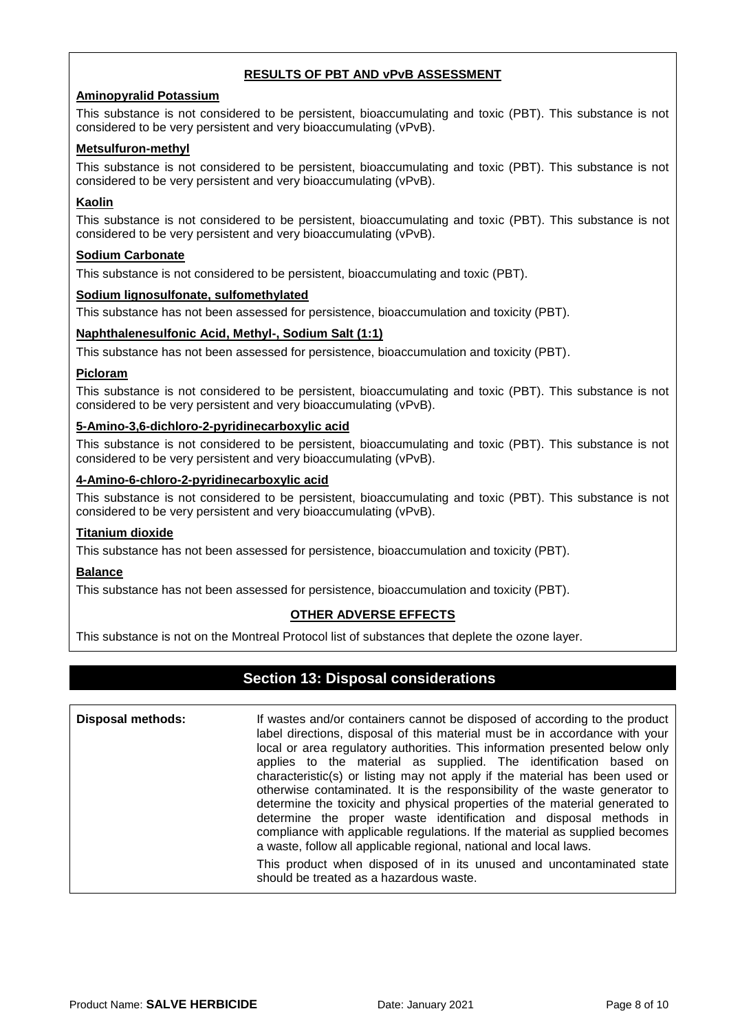### RESULTS OF PBT AND vPvB ASSESSMENT

**Aminopyralid Potassium**

This substance is not considered to be persistent, bioaccumulating and toxic (PBT). This substance is not considered to be very persistent and very bioaccumulating (vPvB).

**Metsulfuron-methyl**

This substance is not considered to be persistent, bioaccumulating and toxic (PBT). This substance is not considered to be very persistent and very bioaccumulating (vPvB).

**Kaolin**

This substance is not considered to be persistent, bioaccumulating and toxic (PBT). This substance is not considered to be very persistent and very bioaccumulating (vPvB).

**Sodium Carbonate**

This substance is not considered to be persistent, bioaccumulating and toxic (PBT).

**Sodium lignosulfonate, sulfomethylated**

This substance has not been assessed for persistence, bioaccumulation and toxicity (PBT).

**Naphthalenesulfonic Acid, Methyl-, Sodium Salt (1:1)**

This substance has not been assessed for persistence, bioaccumulation and toxicity (PBT).

**Picloram**

This substance is not considered to be persistent, bioaccumulating and toxic (PBT). This substance is not considered to be very persistent and very bioaccumulating (vPvB).

**5-Amino-3,6-dichloro-2-pyridinecarboxylic acid**

This substance is not considered to be persistent, bioaccumulating and toxic (PBT). This substance is not considered to be very persistent and very bioaccumulating (vPvB).

**4-Amino-6-chloro-2-pyridinecarboxylic acid**

This substance is not considered to be persistent, bioaccumulating and toxic (PBT). This substance is not considered to be very persistent and very bioaccumulating (vPvB).

**Titanium dioxide**

This substance has not been assessed for persistence, bioaccumulation and toxicity (PBT).

**Balance**

This substance has not been assessed for persistence, bioaccumulation and toxicity (PBT).

### OTHER ADVERSE EFFECTS

This substance is not on the Montreal Protocol list of substances that deplete the ozone layer.

## Section 13: Disposal considerations

**Disposal methods:** If wastes and/or containers cannot be disposed of according to the product label directions, disposal of this material must be in accordance with your local or area regulatory authorities. This information presented below only applies to the material as supplied. The identification based on characteristic(s) or listing may not apply if the material has been used or otherwise contaminated. It is the responsibility of the waste generator to determine the toxicity and physical properties of the material generated to determine the proper waste identification and disposal methods in compliance with applicable regulations. If the material as supplied becomes a waste, follow all applicable regional, national and local laws.

This product when disposed of in its unused and uncontaminated state should be treated as a hazardous waste.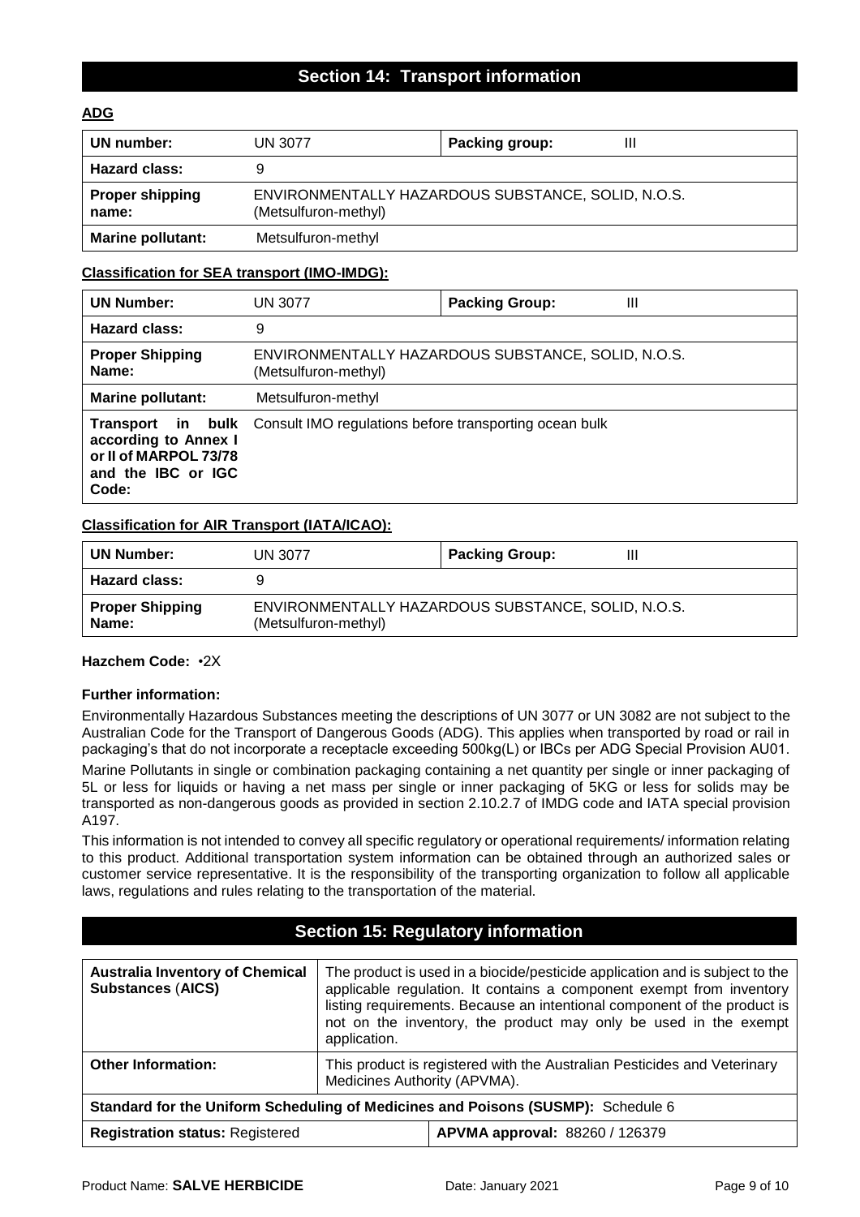## Section 14: Transport information

**ADG**

| UN number: | UN 3077 | Packing group: | III |
|---|---|---|---|
| **Hazard class:** | 9 | | |
| **Proper shipping name:** | ENVIRONMENTALLY HAZARDOUS SUBSTANCE, SOLID, N.O.S. (Metsulfuron-methyl) | | |
| **Marine pollutant:** | Metsulfuron-methyl | | |

**Classification for SEA transport (IMO-IMDG):**

| UN Number: | UN 3077 | Packing Group: | III |
|---|---|---|---|
| **Hazard class:** | 9 | | |
| **Proper Shipping Name:** | ENVIRONMENTALLY HAZARDOUS SUBSTANCE, SOLID, N.O.S. (Metsulfuron-methyl) | | |
| **Marine pollutant:** | Metsulfuron-methyl | | |
| **Transport in bulk according to Annex I or II of MARPOL 73/78 and the IBC or IGC Code:** | Consult IMO regulations before transporting ocean bulk | | |

**Classification for AIR Transport (IATA/ICAO):**

| UN Number: | UN 3077 | Packing Group: | III |
|---|---|---|---|
| **Hazard class:** | 9 | | |
| **Proper Shipping Name:** | ENVIRONMENTALLY HAZARDOUS SUBSTANCE, SOLID, N.O.S. (Metsulfuron-methyl) | | |

**Hazchem Code:** •2X

**Further information:**

Environmentally Hazardous Substances meeting the descriptions of UN 3077 or UN 3082 are not subject to the Australian Code for the Transport of Dangerous Goods (ADG). This applies when transported by road or rail in packaging's that do not incorporate a receptacle exceeding 500kg(L) or IBCs per ADG Special Provision AU01.

Marine Pollutants in single or combination packaging containing a net quantity per single or inner packaging of 5L or less for liquids or having a net mass per single or inner packaging of 5KG or less for solids may be transported as non-dangerous goods as provided in section 2.10.2.7 of IMDG code and IATA special provision A197.

This information is not intended to convey all specific regulatory or operational requirements/ information relating to this product. Additional transportation system information can be obtained through an authorized sales or customer service representative. It is the responsibility of the transporting organization to follow all applicable laws, regulations and rules relating to the transportation of the material.

## Section 15: Regulatory information

| Australia Inventory of Chemical Substances (AICS) | The product is used in a biocide/pesticide application and is subject to the applicable regulation. It contains a component exempt from inventory listing requirements. Because an intentional component of the product is not on the inventory, the product may only be used in the exempt application. |
|---|---|
| **Other Information:** | This product is registered with the Australian Pesticides and Veterinary Medicines Authority (APVMA). |
| **Standard for the Uniform Scheduling of Medicines and Poisons (SUSMP):** Schedule 6 | |
| **Registration status:** Registered | **APVMA approval:** 88260 / 126379 |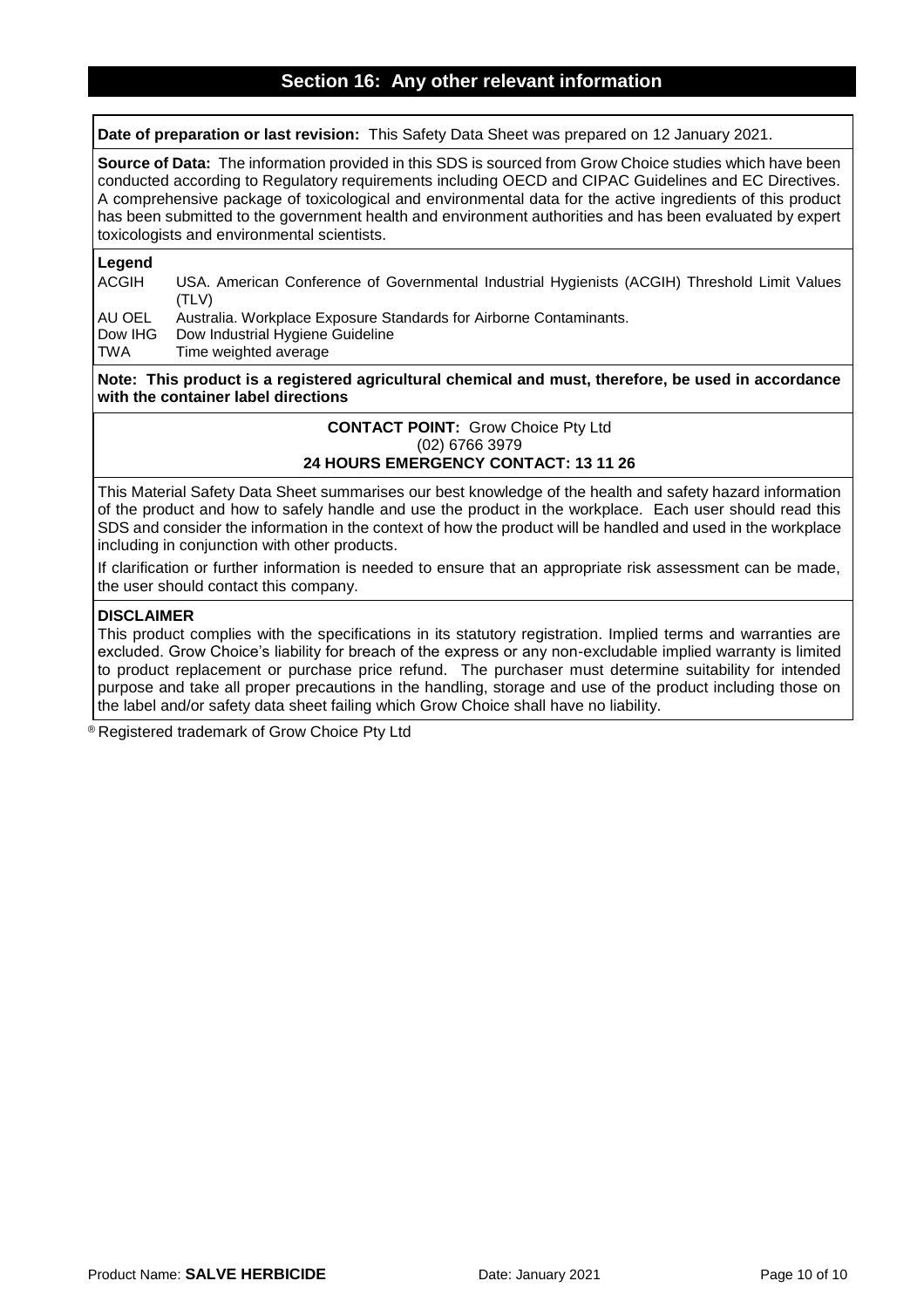## Section 16: Any other relevant information

**Date of preparation or last revision:** This Safety Data Sheet was prepared on 12 January 2021.

**Source of Data:** The information provided in this SDS is sourced from Grow Choice studies which have been conducted according to Regulatory requirements including OECD and CIPAC Guidelines and EC Directives. A comprehensive package of toxicological and environmental data for the active ingredients of this product has been submitted to the government health and environment authorities and has been evaluated by expert toxicologists and environmental scientists.

**Legend**

| | |
|---|---|
| ACGIH | USA. American Conference of Governmental Industrial Hygienists (ACGIH) Threshold Limit Values (TLV) |
| AU OEL | Australia. Workplace Exposure Standards for Airborne Contaminants. |
| Dow IHG | Dow Industrial Hygiene Guideline |
| TWA | Time weighted average |

**Note: This product is a registered agricultural chemical and must, therefore, be used in accordance with the container label directions**

**CONTACT POINT:** Grow Choice Pty Ltd
(02) 6766 3979
**24 HOURS EMERGENCY CONTACT: 13 11 26**

This Material Safety Data Sheet summarises our best knowledge of the health and safety hazard information of the product and how to safely handle and use the product in the workplace. Each user should read this SDS and consider the information in the context of how the product will be handled and used in the workplace including in conjunction with other products.

If clarification or further information is needed to ensure that an appropriate risk assessment can be made, the user should contact this company.

**DISCLAIMER**

This product complies with the specifications in its statutory registration. Implied terms and warranties are excluded. Grow Choice's liability for breach of the express or any non-excludable implied warranty is limited to product replacement or purchase price refund. The purchaser must determine suitability for intended purpose and take all proper precautions in the handling, storage and use of the product including those on the label and/or safety data sheet failing which Grow Choice shall have no liability.

® Registered trademark of Grow Choice Pty Ltd